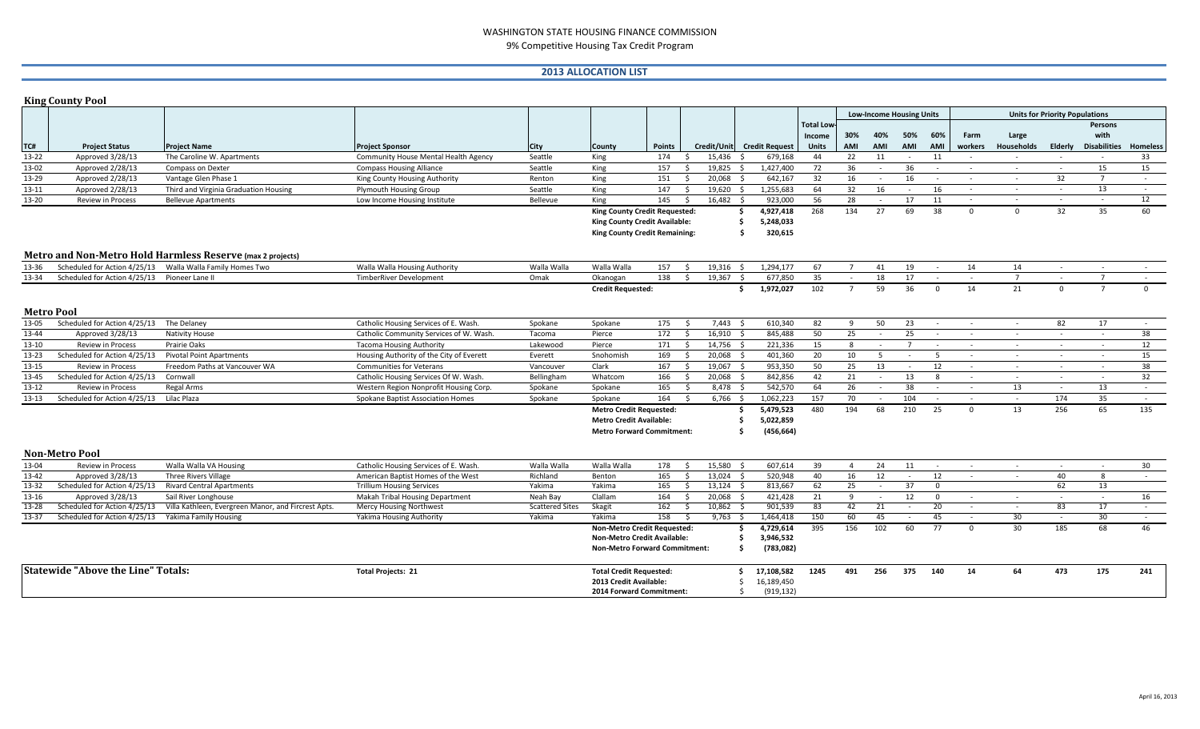# WASHINGTON STATE HOUSING FINANCE COMMISSION

9% Competitive Housing Tax Credit Program

## 2013 ALLOCATION LIST

### King County Pool

| | | | | | | | | | | Low-Income Housing Units | | | | Units for Priority Populations | | | | |
|---|---|---|---|---|---|---|---|---|---|---|---|---|---|---|---|---|---|---|
| TC# | Project Status | Project Name | Project Sponsor | City | County | Points | Credit/Unit | Credit Request | Total Low-Income Units | 30% AMI | 40% AMI | 50% AMI | 60% AMI | Farm workers | Large Households | Elderly | Persons with Disabilities | Homeless |
| 13-22 | Approved 3/28/13 | The Caroline W. Apartments | Community House Mental Health Agency | Seattle | King | 174 | $ 15,436 | $ 679,168 | 44 | 22 | 11 | - | 11 | - | - | - | - | 33 |
| 13-02 | Approved 2/28/13 | Compass on Dexter | Compass Housing Alliance | Seattle | King | 157 | $ 19,825 | $ 1,427,400 | 72 | 36 | - | 36 | - | - | - | - | 15 | 15 |
| 13-29 | Approved 2/28/13 | Vantage Glen Phase 1 | King County Housing Authority | Renton | King | 151 | $ 20,068 | $ 642,167 | 32 | 16 | - | 16 | - | - | - | 32 | 7 | - |
| 13-11 | Approved 2/28/13 | Third and Virginia Graduation Housing | Plymouth Housing Group | Seattle | King | 147 | $ 19,620 | $ 1,255,683 | 64 | 32 | 16 | - | 16 | - | - | - | 13 | - |
| 13-20 | Review in Process | Bellevue Apartments | Low Income Housing Institute | Bellevue | King | 145 | $ 16,482 | $ 923,000 | 56 | 28 | - | 17 | 11 | - | - | - | - | 12 |
| | | | | | King County Credit Requested: | | | $ 4,927,418 | 268 | 134 | 27 | 69 | 38 | 0 | 0 | 32 | 35 | 60 |
| | | | | | King County Credit Available: | | | $ 5,248,033 | | | | | | | | | | |
| | | | | | King County Credit Remaining: | | | $ 320,615 | | | | | | | | | | |

### Metro and Non-Metro Hold Harmless Reserve (max 2 projects)

| TC# | Project Status | Project Name | Project Sponsor | City | County | Points | Credit/Unit | Credit Request | Total Low-Income Units | 30% AMI | 40% AMI | 50% AMI | 60% AMI | Farm workers | Large Households | Elderly | Persons with Disabilities | Homeless |
|---|---|---|---|---|---|---|---|---|---|---|---|---|---|---|---|---|---|---|
| 13-36 | Scheduled for Action 4/25/13 | Walla Walla Family Homes Two | Walla Walla Housing Authority | Walla Walla | Walla Walla | 157 | $ 19,316 | $ 1,294,177 | 67 | 7 | 41 | 19 | - | 14 | 14 | - | - | - |
| 13-34 | Scheduled for Action 4/25/13 | Pioneer Lane II | TimberRiver Development | Omak | Okanogan | 138 | $ 19,367 | $ 677,850 | 35 | - | 18 | 17 | - | - | 7 | - | 7 | - |
| | | | | | Credit Requested: | | | $ 1,972,027 | 102 | 7 | 59 | 36 | 0 | 14 | 21 | 0 | 7 | 0 |

### Metro Pool

| TC# | Project Status | Project Name | Project Sponsor | City | County | Points | Credit/Unit | Credit Request | Total Low-Income Units | 30% AMI | 40% AMI | 50% AMI | 60% AMI | Farm workers | Large Households | Elderly | Persons with Disabilities | Homeless |
|---|---|---|---|---|---|---|---|---|---|---|---|---|---|---|---|---|---|---|
| 13-05 | Scheduled for Action 4/25/13 | The Delaney | Catholic Housing Services of E. Wash. | Spokane | Spokane | 175 | $ 7,443 | $ 610,340 | 82 | 9 | 50 | 23 | - | - | - | 82 | 17 | - |
| 13-44 | Approved 3/28/13 | Nativity House | Catholic Community Services of W. Wash. | Tacoma | Pierce | 172 | $ 16,910 | $ 845,488 | 50 | 25 | - | 25 | - | - | - | - | - | 38 |
| 13-10 | Review in Process | Prairie Oaks | Tacoma Housing Authority | Lakewood | Pierce | 171 | $ 14,756 | $ 221,336 | 15 | 8 | - | 7 | - | - | - | - | - | 12 |
| 13-23 | Scheduled for Action 4/25/13 | Pivotal Point Apartments | Housing Authority of the City of Everett | Everett | Snohomish | 169 | $ 20,068 | $ 401,360 | 20 | 10 | 5 | - | 5 | - | - | - | - | 15 |
| 13-15 | Review in Process | Freedom Paths at Vancouver WA | Communities for Veterans | Vancouver | Clark | 167 | $ 19,067 | $ 953,350 | 50 | 25 | 13 | - | 12 | - | - | - | - | 38 |
| 13-45 | Scheduled for Action 4/25/13 | Cornwall | Catholic Housing Services Of W. Wash. | Bellingham | Whatcom | 166 | $ 20,068 | $ 842,856 | 42 | 21 | - | 13 | 8 | - | - | - | - | 32 |
| 13-12 | Review in Process | Regal Arms | Western Region Nonprofit Housing Corp. | Spokane | Spokane | 165 | $ 8,478 | $ 542,570 | 64 | 26 | - | 38 | - | - | 13 | - | 13 | - |
| 13-13 | Scheduled for Action 4/25/13 | Lilac Plaza | Spokane Baptist Association Homes | Spokane | Spokane | 164 | $ 6,766 | $ 1,062,223 | 157 | 70 | - | 104 | - | - | - | 174 | 35 | - |
| | | | | | Metro Credit Requested: | | | $ 5,479,523 | 480 | 194 | 68 | 210 | 25 | 0 | 13 | 256 | 65 | 135 |
| | | | | | Metro Credit Available: | | | $ 5,022,859 | | | | | | | | | | |
| | | | | | Metro Forward Commitment: | | | $ (456,664) | | | | | | | | | | |

### Non-Metro Pool

| TC# | Project Status | Project Name | Project Sponsor | City | County | Points | Credit/Unit | Credit Request | Total Low-Income Units | 30% AMI | 40% AMI | 50% AMI | 60% AMI | Farm workers | Large Households | Elderly | Persons with Disabilities | Homeless |
|---|---|---|---|---|---|---|---|---|---|---|---|---|---|---|---|---|---|---|
| 13-04 | Review in Process | Walla Walla VA Housing | Catholic Housing Services of E. Wash. | Walla Walla | Walla Walla | 178 | $ 15,580 | $ 607,614 | 39 | 4 | 24 | 11 | - | - | - | - | - | 30 |
| 13-42 | Approved 3/28/13 | Three Rivers Village | American Baptist Homes of the West | Richland | Benton | 165 | $ 13,024 | $ 520,948 | 40 | 16 | 12 | - | 12 | - | - | 40 | 8 | - |
| 13-32 | Scheduled for Action 4/25/13 | Rivard Central Apartments | Trillium Housing Services | Yakima | Yakima | 165 | $ 13,124 | $ 813,667 | 62 | 25 | - | 37 | 0 | | | 62 | 13 | |
| 13-16 | Approved 3/28/13 | Sail River Longhouse | Makah Tribal Housing Department | Neah Bay | Clallam | 164 | $ 20,068 | $ 421,428 | 21 | 9 | - | 12 | 0 | - | - | - | - | 16 |
| 13-28 | Scheduled for Action 4/25/13 | Villa Kathleen, Evergreen Manor, and Fircrest Apts. | Mercy Housing Northwest | Scattered Sites | Skagit | 162 | $ 10,862 | $ 901,539 | 83 | 42 | 21 | - | 20 | - | - | 83 | 17 | - |
| 13-37 | Scheduled for Action 4/25/13 | Yakima Family Housing | Yakima Housing Authority | Yakima | Yakima | 158 | $ 9,763 | $ 1,464,418 | 150 | 60 | 45 | - | 45 | - | 30 | - | 30 | - |
| | | | | | Non-Metro Credit Requested: | | | $ 4,729,614 | 395 | 156 | 102 | 60 | 77 | 0 | 30 | 185 | 68 | 46 |
| | | | | | Non-Metro Credit Available: | | | $ 3,946,532 | | | | | | | | | | |
| | | | | | Non-Metro Forward Commitment: | | | $ (783,082) | | | | | | | | | | |

### Statewide "Above the Line" Totals:

| | | Total Credit Request | Total Low-Income Units | 30% AMI | 40% AMI | 50% AMI | 60% AMI | Farm workers | Large Households | Elderly | Persons with Disabilities | Homeless |
|---|---|---|---|---|---|---|---|---|---|---|---|---|
| Total Projects: 21 | Total Credit Requested: | $ 17,108,582 | 1245 | 491 | 256 | 375 | 140 | 14 | 64 | 473 | 175 | 241 |
| | 2013 Credit Available: | $ 16,189,450 | | | | | | | | | | |
| | 2014 Forward Commitment: | $ (919,132) | | | | | | | | | | |

April 16, 2013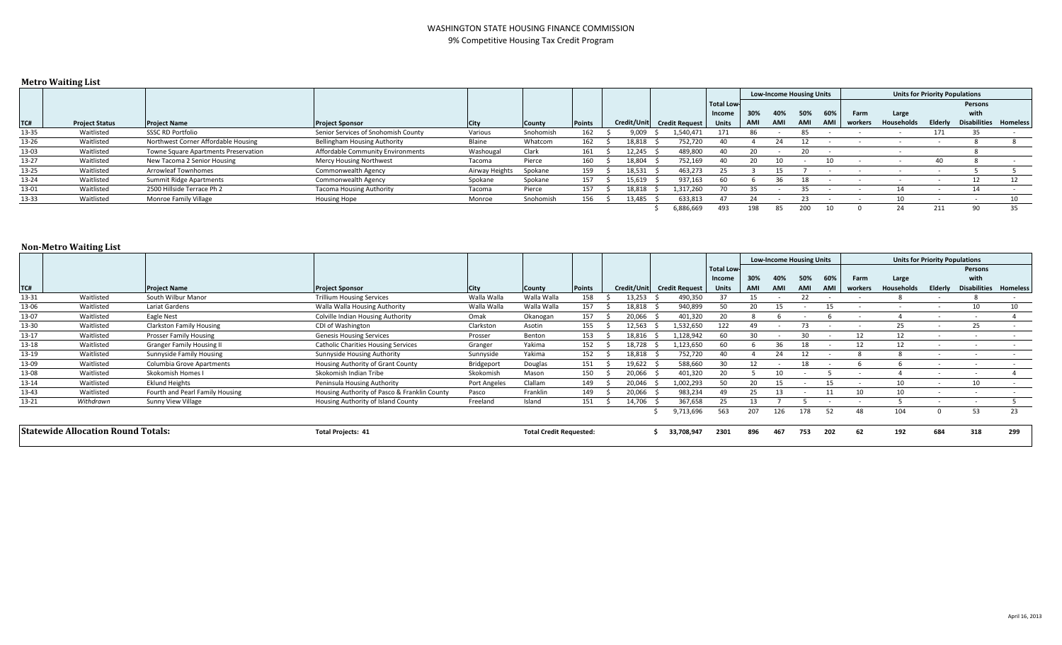# WASHINGTON STATE HOUSING FINANCE COMMISSION

9% Competitive Housing Tax Credit Program

## Metro Waiting List

| TC# | Project Status | Project Name | Project Sponsor | City | County | Points | Credit/Unit | Credit Request | Total Low-Income Units | Low-Income Housing Units: 30% AMI | 40% AMI | 50% AMI | 60% AMI | Units for Priority Populations: Farm workers | Large Households | Elderly | Persons with Disabilities | Homeless |
|---|---|---|---|---|---|---|---|---|---|---|---|---|---|---|---|---|---|---|
| 13-35 | Waitlisted | SSSC RD Portfolio | Senior Services of Snohomish County | Various | Snohomish | 162 | $ 9,009 | $ 1,540,471 | 171 | 86 | - | 85 | - | - | - | 171 | 35 | - |
| 13-26 | Waitlisted | Northwest Corner Affordable Housing | Bellingham Housing Authority | Blaine | Whatcom | 162 | $ 18,818 | $ 752,720 | 40 | 4 | 24 | 12 | - | - | - | - | 8 | 8 |
| 13-03 | Waitlisted | Towne Square Apartments Preservation | Affordable Community Environments | Washougal | Clark | 161 | $ 12,245 | $ 489,800 | 40 | 20 | - | 20 | - | | - | | 8 | |
| 13-27 | Waitlisted | New Tacoma 2 Senior Housing | Mercy Housing Northwest | Tacoma | Pierce | 160 | $ 18,804 | $ 752,169 | 40 | 20 | 10 | - | 10 | - | - | 40 | 8 | - |
| 13-25 | Waitlisted | Arrowleaf Townhomes | Commonwealth Agency | Airway Heights | Spokane | 159 | $ 18,531 | $ 463,273 | 25 | 3 | 15 | 7 | - | - | - | - | 5 | 5 |
| 13-24 | Waitlisted | Summit Ridge Apartments | Commonwealth Agency | Spokane | Spokane | 157 | $ 15,619 | $ 937,163 | 60 | 6 | 36 | 18 | - | - | - | - | 12 | 12 |
| 13-01 | Waitlisted | 2500 Hillside Terrace Ph 2 | Tacoma Housing Authority | Tacoma | Pierce | 157 | $ 18,818 | $ 1,317,260 | 70 | 35 | - | 35 | - | - | 14 | - | 14 | - |
| 13-33 | Waitlisted | Monroe Family Village | Housing Hope | Monroe | Snohomish | 156 | $ 13,485 | $ 633,813 | 47 | 24 | - | 23 | - | - | 10 | - | - | 10 |
| | | | | | | | | $ 6,886,669 | 493 | 198 | 85 | 200 | 10 | 0 | 24 | 211 | 90 | 35 |

## Non-Metro Waiting List

| TC# | | Project Name | Project Sponsor | City | County | Points | Credit/Unit | Credit Request | Total Low-Income Units | Low-Income Housing Units: 30% AMI | 40% AMI | 50% AMI | 60% AMI | Units for Priority Populations: Farm workers | Large Households | Elderly | Persons with Disabilities | Homeless |
|---|---|---|---|---|---|---|---|---|---|---|---|---|---|---|---|---|---|---|
| 13-31 | Waitlisted | South Wilbur Manor | Trillium Housing Services | Walla Walla | Walla Walla | 158 | $ 13,253 | $ 490,350 | 37 | 15 | - | 22 | - | - | 8 | - | 8 | - |
| 13-06 | Waitlisted | Lariat Gardens | Walla Walla Housing Authority | Walla Walla | Walla Walla | 157 | $ 18,818 | $ 940,899 | 50 | 20 | 15 | - | 15 | - | - | - | 10 | 10 |
| 13-07 | Waitlisted | Eagle Nest | Colville Indian Housing Authority | Omak | Okanogan | 157 | $ 20,066 | $ 401,320 | 20 | 8 | 6 | - | 6 | - | 4 | - | - | 4 |
| 13-30 | Waitlisted | Clarkston Family Housing | CDI of Washington | Clarkston | Asotin | 155 | $ 12,563 | $ 1,532,650 | 122 | 49 | - | 73 | - | - | 25 | - | 25 | - |
| 13-17 | Waitlisted | Prosser Family Housing | Genesis Housing Services | Prosser | Benton | 153 | $ 18,816 | $ 1,128,942 | 60 | 30 | - | 30 | - | 12 | 12 | - | - | - |
| 13-18 | Waitlisted | Granger Family Housing II | Catholic Charities Housing Services | Granger | Yakima | 152 | $ 18,728 | $ 1,123,650 | 60 | 6 | 36 | 18 | - | 12 | 12 | - | - | - |
| 13-19 | Waitlisted | Sunnyside Family Housing | Sunnyside Housing Authority | Sunnyside | Yakima | 152 | $ 18,818 | $ 752,720 | 40 | 4 | 24 | 12 | - | 8 | 8 | - | - | - |
| 13-09 | Waitlisted | Columbia Grove Apartments | Housing Authority of Grant County | Bridgeport | Douglas | 151 | $ 19,622 | $ 588,660 | 30 | 12 | - | 18 | - | 6 | 6 | - | - | - |
| 13-08 | Waitlisted | Skokomish Homes I | Skokomish Indian Tribe | Skokomish | Mason | 150 | $ 20,066 | $ 401,320 | 20 | 5 | 10 | - | 5 | - | 4 | - | - | 4 |
| 13-14 | Waitlisted | Eklund Heights | Peninsula Housing Authority | Port Angeles | Clallam | 149 | $ 20,046 | $ 1,002,293 | 50 | 20 | 15 | - | 15 | - | 10 | - | 10 | - |
| 13-43 | Waitlisted | Fourth and Pearl Family Housing | Housing Authority of Pasco & Franklin County | Pasco | Franklin | 149 | $ 20,066 | $ 983,234 | 49 | 25 | 13 | - | 11 | 10 | 10 | - | - | - |
| 13-21 | *Withdrawn* | Sunny View Village | Housing Authority of Island County | Freeland | Island | 151 | $ 14,706 | $ 367,658 | 25 | 13 | 7 | 5 | - | - | 5 | - | - | 5 |
| | | | | | | | | $ 9,713,696 | 563 | 207 | 126 | 178 | 52 | 48 | 104 | 0 | 53 | 23 |

| **Statewide Allocation Round Totals:** | **Total Projects: 41** | **Total Credit Requested:** | **$ 33,708,947** | **2301** | **896** | **467** | **753** | **202** | **62** | **192** | **684** | **318** | **299** |
|---|---|---|---|---|---|---|---|---|---|---|---|---|---|

April 16, 2013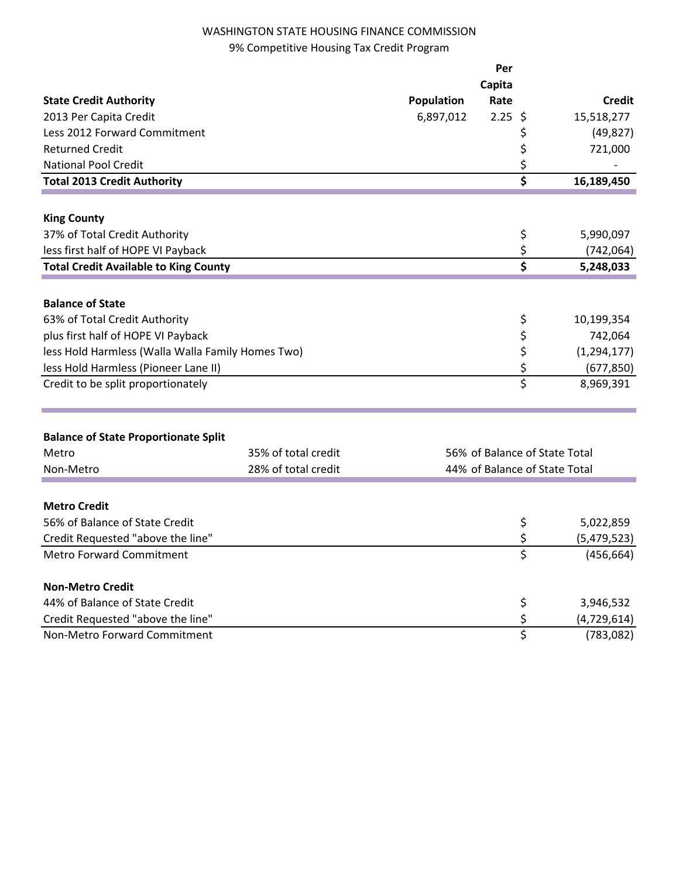WASHINGTON STATE HOUSING FINANCE COMMISSION

9% Competitive Housing Tax Credit Program

| **State Credit Authority** | **Population** | **Per Capita Rate** | | **Credit** |
|---|---|---|---|---|
| 2013 Per Capita Credit | 6,897,012 | 2.25 | $ | 15,518,277 |
| Less 2012 Forward Commitment | | | $ | (49,827) |
| Returned Credit | | | $ | 721,000 |
| National Pool Credit | | | $ | - |
| **Total 2013 Credit Authority** | | | **$** | **16,189,450** |

| **King County** | | |
|---|---|---|
| 37% of Total Credit Authority | $ | 5,990,097 |
| less first half of HOPE VI Payback | $ | (742,064) |
| **Total Credit Available to King County** | **$** | **5,248,033** |

| **Balance of State** | | |
|---|---|---|
| 63% of Total Credit Authority | $ | 10,199,354 |
| plus first half of HOPE VI Payback | $ | 742,064 |
| less Hold Harmless (Walla Walla Family Homes Two) | $ | (1,294,177) |
| less Hold Harmless (Pioneer Lane II) | $ | (677,850) |
| Credit to be split proportionately | $ | 8,969,391 |

| **Balance of State Proportionate Split** | | |
|---|---|---|
| Metro | 35% of total credit | 56% of Balance of State Total |
| Non-Metro | 28% of total credit | 44% of Balance of State Total |

| **Metro Credit** | | |
|---|---|---|
| 56% of Balance of State Credit | $ | 5,022,859 |
| Credit Requested "above the line" | $ | (5,479,523) |
| Metro Forward Commitment | $ | (456,664) |

| **Non-Metro Credit** | | |
|---|---|---|
| 44% of Balance of State Credit | $ | 3,946,532 |
| Credit Requested "above the line" | $ | (4,729,614) |
| Non-Metro Forward Commitment | $ | (783,082) |